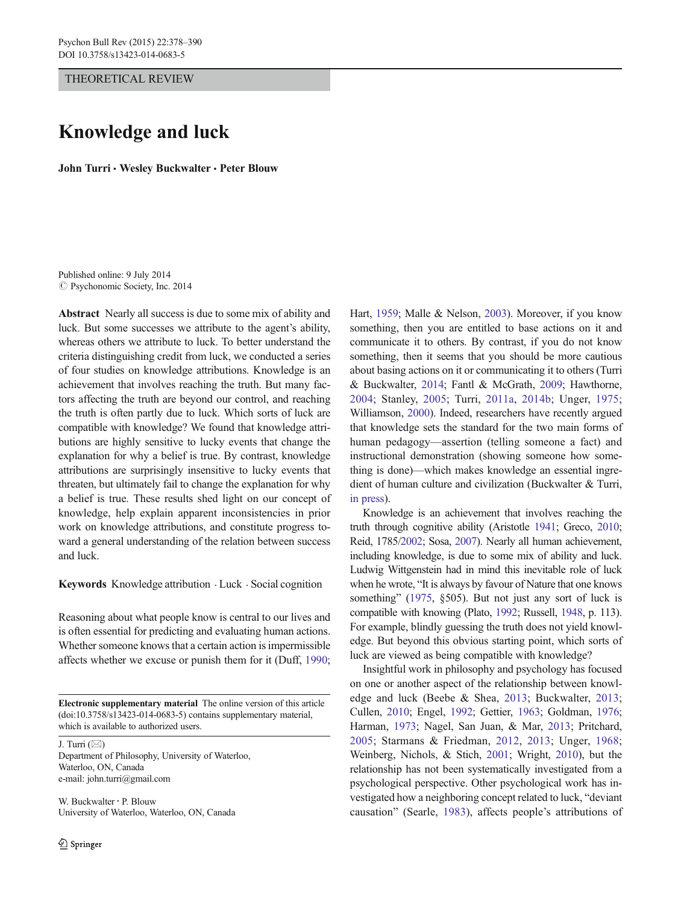THEORETICAL REVIEW

# Knowledge and luck

**John Turri · Wesley Buckwalter · Peter Blouw**

Published online: 9 July 2014
© Psychonomic Society, Inc. 2014

**Abstract** Nearly all success is due to some mix of ability and luck. But some successes we attribute to the agent's ability, whereas others we attribute to luck. To better understand the criteria distinguishing credit from luck, we conducted a series of four studies on knowledge attributions. Knowledge is an achievement that involves reaching the truth. But many factors affecting the truth are beyond our control, and reaching the truth is often partly due to luck. Which sorts of luck are compatible with knowledge? We found that knowledge attributions are highly sensitive to lucky events that change the explanation for why a belief is true. By contrast, knowledge attributions are surprisingly insensitive to lucky events that threaten, but ultimately fail to change the explanation for why a belief is true. These results shed light on our concept of knowledge, help explain apparent inconsistencies in prior work on knowledge attributions, and constitute progress toward a general understanding of the relation between success and luck.

**Keywords** Knowledge attribution · Luck · Social cognition

Reasoning about what people know is central to our lives and is often essential for predicting and evaluating human actions. Whether someone knows that a certain action is impermissible affects whether we excuse or punish them for it (Duff, 1990; Hart, 1959; Malle & Nelson, 2003). Moreover, if you know something, then you are entitled to base actions on it and communicate it to others. By contrast, if you do not know something, then it seems that you should be more cautious about basing actions on it or communicating it to others (Turri & Buckwalter, 2014; Fantl & McGrath, 2009; Hawthorne, 2004; Stanley, 2005; Turri, 2011a, 2014b; Unger, 1975; Williamson, 2000). Indeed, researchers have recently argued that knowledge sets the standard for the two main forms of human pedagogy—assertion (telling someone a fact) and instructional demonstration (showing someone how something is done)—which makes knowledge an essential ingredient of human culture and civilization (Buckwalter & Turri, in press).

Knowledge is an achievement that involves reaching the truth through cognitive ability (Aristotle 1941; Greco, 2010; Reid, 1785/2002; Sosa, 2007). Nearly all human achievement, including knowledge, is due to some mix of ability and luck. Ludwig Wittgenstein had in mind this inevitable role of luck when he wrote, "It is always by favour of Nature that one knows something" (1975, §505). But not just any sort of luck is compatible with knowing (Plato, 1992; Russell, 1948, p. 113). For example, blindly guessing the truth does not yield knowledge. But beyond this obvious starting point, which sorts of luck are viewed as being compatible with knowledge?

Insightful work in philosophy and psychology has focused on one or another aspect of the relationship between knowledge and luck (Beebe & Shea, 2013; Buckwalter, 2013; Cullen, 2010; Engel, 1992; Gettier, 1963; Goldman, 1976; Harman, 1973; Nagel, San Juan, & Mar, 2013; Pritchard, 2005; Starmans & Friedman, 2012, 2013; Unger, 1968; Weinberg, Nichols, & Stich, 2001; Wright, 2010), but the relationship has not been systematically investigated from a psychological perspective. Other psychological work has investigated how a neighboring concept related to luck, "deviant causation" (Searle, 1983), affects people's attributions of

---

**Electronic supplementary material** The online version of this article (doi:10.3758/s13423-014-0683-5) contains supplementary material, which is available to authorized users.

J. Turri (✉)
Department of Philosophy, University of Waterloo, Waterloo, ON, Canada
e-mail: john.turri@gmail.com

W. Buckwalter · P. Blouw
University of Waterloo, Waterloo, ON, Canada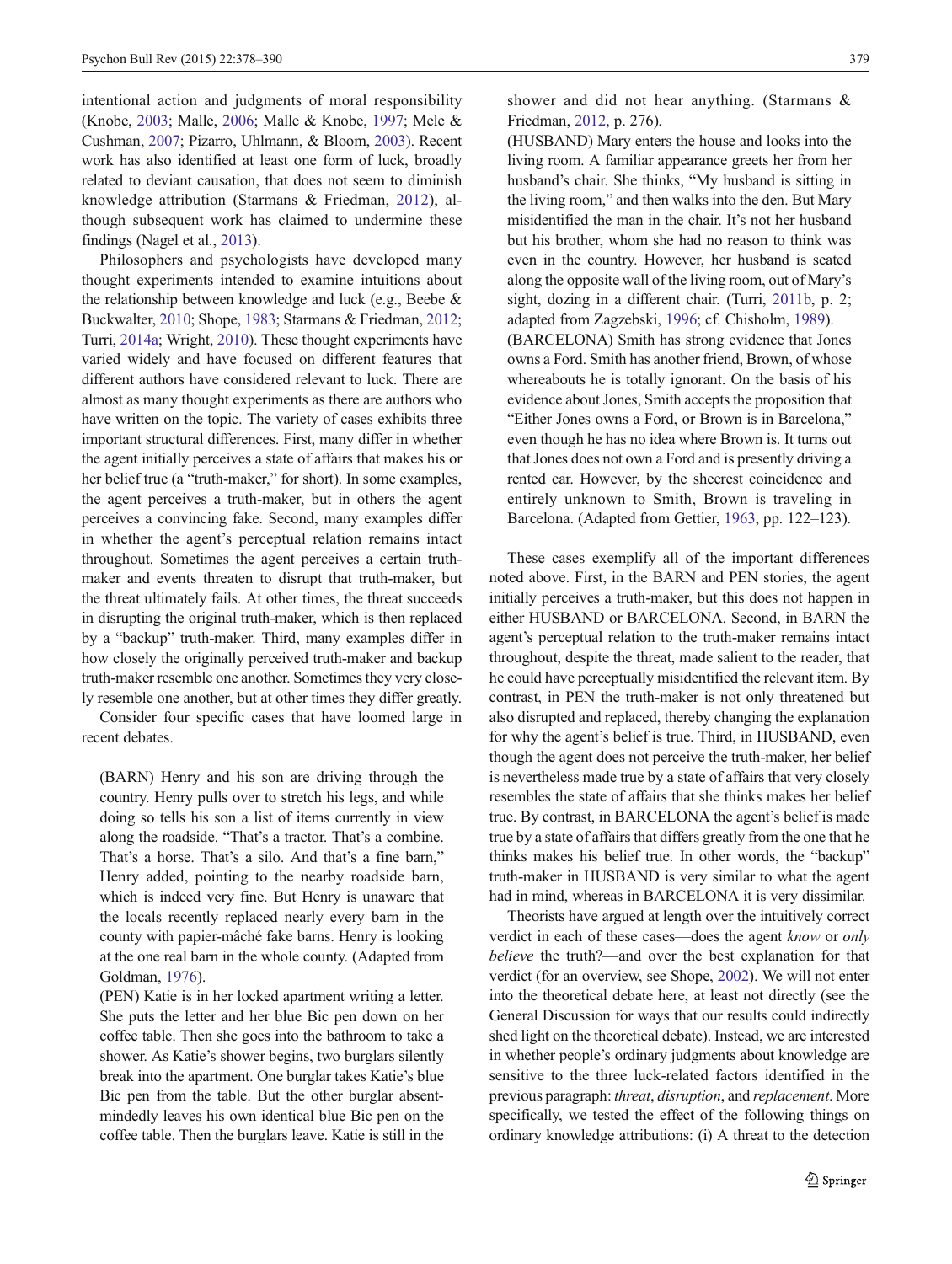intentional action and judgments of moral responsibility (Knobe, 2003; Malle, 2006; Malle & Knobe, 1997; Mele & Cushman, 2007; Pizarro, Uhlmann, & Bloom, 2003). Recent work has also identified at least one form of luck, broadly related to deviant causation, that does not seem to diminish knowledge attribution (Starmans & Friedman, 2012), although subsequent work has claimed to undermine these findings (Nagel et al., 2013).

Philosophers and psychologists have developed many thought experiments intended to examine intuitions about the relationship between knowledge and luck (e.g., Beebe & Buckwalter, 2010; Shope, 1983; Starmans & Friedman, 2012; Turri, 2014a; Wright, 2010). These thought experiments have varied widely and have focused on different features that different authors have considered relevant to luck. There are almost as many thought experiments as there are authors who have written on the topic. The variety of cases exhibits three important structural differences. First, many differ in whether the agent initially perceives a state of affairs that makes his or her belief true (a "truth-maker," for short). In some examples, the agent perceives a truth-maker, but in others the agent perceives a convincing fake. Second, many examples differ in whether the agent's perceptual relation remains intact throughout. Sometimes the agent perceives a certain truth-maker and events threaten to disrupt that truth-maker, but the threat ultimately fails. At other times, the threat succeeds in disrupting the original truth-maker, which is then replaced by a "backup" truth-maker. Third, many examples differ in how closely the originally perceived truth-maker and backup truth-maker resemble one another. Sometimes they very closely resemble one another, but at other times they differ greatly.

Consider four specific cases that have loomed large in recent debates.

> (BARN) Henry and his son are driving through the country. Henry pulls over to stretch his legs, and while doing so tells his son a list of items currently in view along the roadside. "That's a tractor. That's a combine. That's a horse. That's a silo. And that's a fine barn," Henry added, pointing to the nearby roadside barn, which is indeed very fine. But Henry is unaware that the locals recently replaced nearly every barn in the county with papier-mâché fake barns. Henry is looking at the one real barn in the whole county. (Adapted from Goldman, 1976).
>
> (PEN) Katie is in her locked apartment writing a letter. She puts the letter and her blue Bic pen down on her coffee table. Then she goes into the bathroom to take a shower. As Katie's shower begins, two burglars silently break into the apartment. One burglar takes Katie's blue Bic pen from the table. But the other burglar absent-mindedly leaves his own identical blue Bic pen on the coffee table. Then the burglars leave. Katie is still in the shower and did not hear anything. (Starmans & Friedman, 2012, p. 276).
>
> (HUSBAND) Mary enters the house and looks into the living room. A familiar appearance greets her from her husband's chair. She thinks, "My husband is sitting in the living room," and then walks into the den. But Mary misidentified the man in the chair. It's not her husband but his brother, whom she had no reason to think was even in the country. However, her husband is seated along the opposite wall of the living room, out of Mary's sight, dozing in a different chair. (Turri, 2011b, p. 2; adapted from Zagzebski, 1996; cf. Chisholm, 1989).
>
> (BARCELONA) Smith has strong evidence that Jones owns a Ford. Smith has another friend, Brown, of whose whereabouts he is totally ignorant. On the basis of his evidence about Jones, Smith accepts the proposition that "Either Jones owns a Ford, or Brown is in Barcelona," even though he has no idea where Brown is. It turns out that Jones does not own a Ford and is presently driving a rented car. However, by the sheerest coincidence and entirely unknown to Smith, Brown is traveling in Barcelona. (Adapted from Gettier, 1963, pp. 122–123).

These cases exemplify all of the important differences noted above. First, in the BARN and PEN stories, the agent initially perceives a truth-maker, but this does not happen in either HUSBAND or BARCELONA. Second, in BARN the agent's perceptual relation to the truth-maker remains intact throughout, despite the threat, made salient to the reader, that he could have perceptually misidentified the relevant item. By contrast, in PEN the truth-maker is not only threatened but also disrupted and replaced, thereby changing the explanation for why the agent's belief is true. Third, in HUSBAND, even though the agent does not perceive the truth-maker, her belief is nevertheless made true by a state of affairs that very closely resembles the state of affairs that she thinks makes her belief true. By contrast, in BARCELONA the agent's belief is made true by a state of affairs that differs greatly from the one that he thinks makes his belief true. In other words, the "backup" truth-maker in HUSBAND is very similar to what the agent had in mind, whereas in BARCELONA it is very dissimilar.

Theorists have argued at length over the intuitively correct verdict in each of these cases—does the agent *know* or *only believe* the truth?—and over the best explanation for that verdict (for an overview, see Shope, 2002). We will not enter into the theoretical debate here, at least not directly (see the General Discussion for ways that our results could indirectly shed light on the theoretical debate). Instead, we are interested in whether people's ordinary judgments about knowledge are sensitive to the three luck-related factors identified in the previous paragraph: *threat*, *disruption*, and *replacement*. More specifically, we tested the effect of the following things on ordinary knowledge attributions: (i) A threat to the detection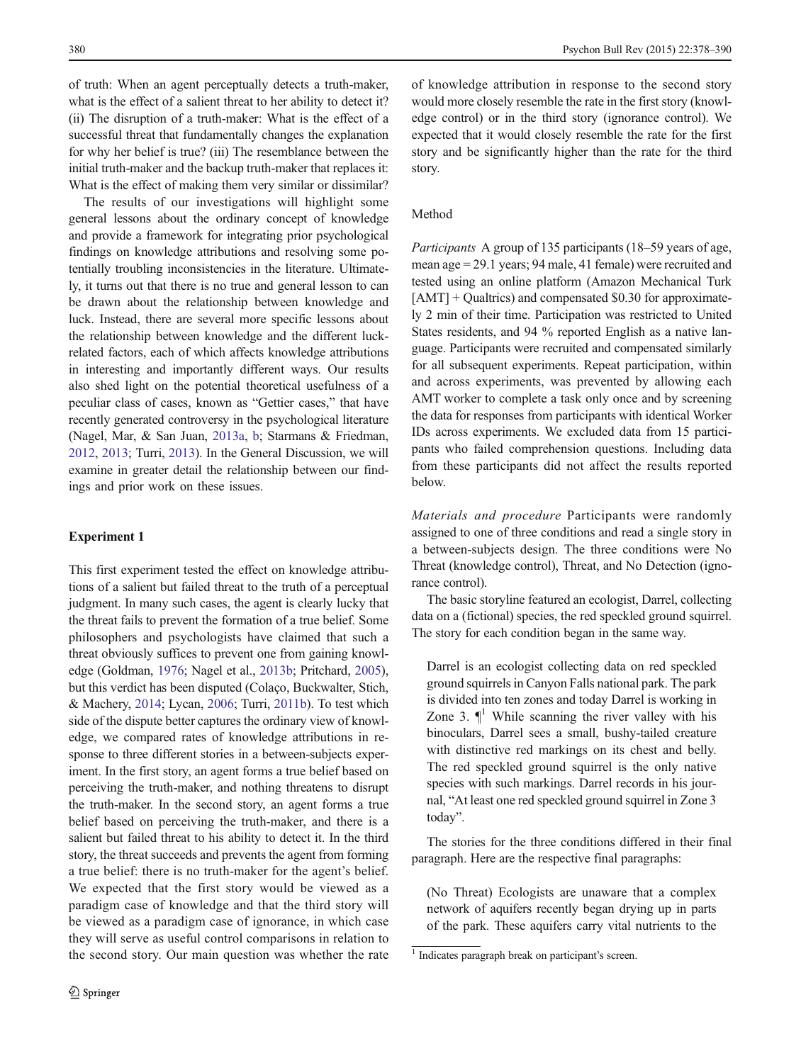of truth: When an agent perceptually detects a truth-maker, what is the effect of a salient threat to her ability to detect it? (ii) The disruption of a truth-maker: What is the effect of a successful threat that fundamentally changes the explanation for why her belief is true? (iii) The resemblance between the initial truth-maker and the backup truth-maker that replaces it: What is the effect of making them very similar or dissimilar?

The results of our investigations will highlight some general lessons about the ordinary concept of knowledge and provide a framework for integrating prior psychological findings on knowledge attributions and resolving some potentially troubling inconsistencies in the literature. Ultimately, it turns out that there is no true and general lesson to can be drawn about the relationship between knowledge and luck. Instead, there are several more specific lessons about the relationship between knowledge and the different luck-related factors, each of which affects knowledge attributions in interesting and importantly different ways. Our results also shed light on the potential theoretical usefulness of a peculiar class of cases, known as "Gettier cases," that have recently generated controversy in the psychological literature (Nagel, Mar, & San Juan, 2013a, b; Starmans & Friedman, 2012, 2013; Turri, 2013). In the General Discussion, we will examine in greater detail the relationship between our findings and prior work on these issues.

## Experiment 1

This first experiment tested the effect on knowledge attributions of a salient but failed threat to the truth of a perceptual judgment. In many such cases, the agent is clearly lucky that the threat fails to prevent the formation of a true belief. Some philosophers and psychologists have claimed that such a threat obviously suffices to prevent one from gaining knowledge (Goldman, 1976; Nagel et al., 2013b; Pritchard, 2005), but this verdict has been disputed (Colaço, Buckwalter, Stich, & Machery, 2014; Lycan, 2006; Turri, 2011b). To test which side of the dispute better captures the ordinary view of knowledge, we compared rates of knowledge attributions in response to three different stories in a between-subjects experiment. In the first story, an agent forms a true belief based on perceiving the truth-maker, and nothing threatens to disrupt the truth-maker. In the second story, an agent forms a true belief based on perceiving the truth-maker, and there is a salient but failed threat to his ability to detect it. In the third story, the threat succeeds and prevents the agent from forming a true belief: there is no truth-maker for the agent's belief. We expected that the first story would be viewed as a paradigm case of knowledge and that the third story will be viewed as a paradigm case of ignorance, in which case they will serve as useful control comparisons in relation to the second story. Our main question was whether the rate of knowledge attribution in response to the second story would more closely resemble the rate in the first story (knowledge control) or in the third story (ignorance control). We expected that it would closely resemble the rate for the first story and be significantly higher than the rate for the third story.

### Method

*Participants* A group of 135 participants (18–59 years of age, mean age = 29.1 years; 94 male, 41 female) were recruited and tested using an online platform (Amazon Mechanical Turk [AMT] + Qualtrics) and compensated $0.30 for approximately 2 min of their time. Participation was restricted to United States residents, and 94 % reported English as a native language. Participants were recruited and compensated similarly for all subsequent experiments. Repeat participation, within and across experiments, was prevented by allowing each AMT worker to complete a task only once and by screening the data for responses from participants with identical Worker IDs across experiments. We excluded data from 15 participants who failed comprehension questions. Including data from these participants did not affect the results reported below.

*Materials and procedure* Participants were randomly assigned to one of three conditions and read a single story in a between-subjects design. The three conditions were No Threat (knowledge control), Threat, and No Detection (ignorance control).

The basic storyline featured an ecologist, Darrel, collecting data on a (fictional) species, the red speckled ground squirrel. The story for each condition began in the same way.

> Darrel is an ecologist collecting data on red speckled ground squirrels in Canyon Falls national park. The park is divided into ten zones and today Darrel is working in Zone 3. ¶[1] While scanning the river valley with his binoculars, Darrel sees a small, bushy-tailed creature with distinctive red markings on its chest and belly. The red speckled ground squirrel is the only native species with such markings. Darrel records in his journal, "At least one red speckled ground squirrel in Zone 3 today".

The stories for the three conditions differed in their final paragraph. Here are the respective final paragraphs:

> (No Threat) Ecologists are unaware that a complex network of aquifers recently began drying up in parts of the park. These aquifers carry vital nutrients to the

[1] Indicates paragraph break on participant's screen.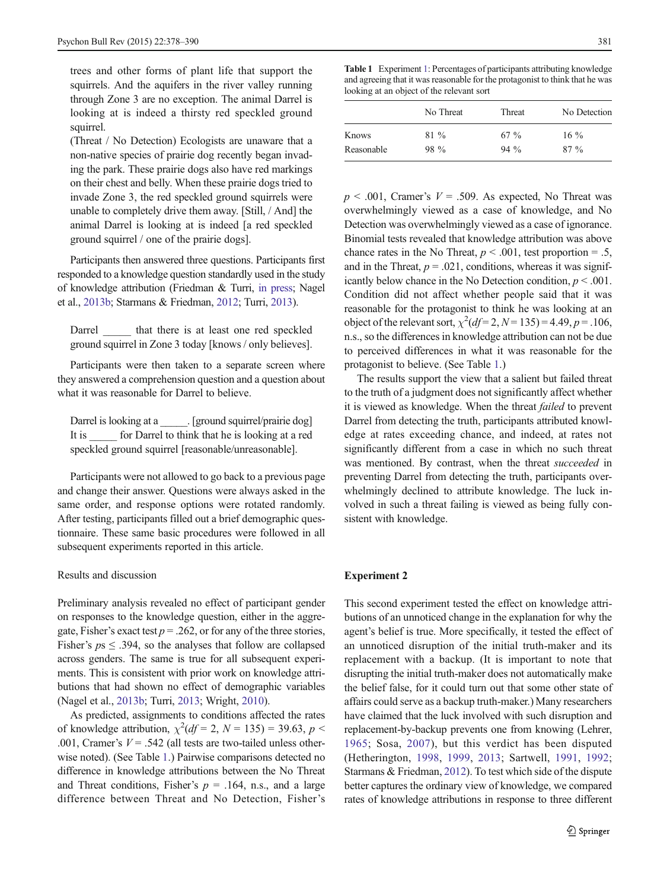trees and other forms of plant life that support the squirrels. And the aquifers in the river valley running through Zone 3 are no exception. The animal Darrel is looking at is indeed a thirsty red speckled ground squirrel.

(Threat / No Detection) Ecologists are unaware that a non-native species of prairie dog recently began invading the park. These prairie dogs also have red markings on their chest and belly. When these prairie dogs tried to invade Zone 3, the red speckled ground squirrels were unable to completely drive them away. [Still, / And] the animal Darrel is looking at is indeed [a red speckled ground squirrel / one of the prairie dogs].

Participants then answered three questions. Participants first responded to a knowledge question standardly used in the study of knowledge attribution (Friedman & Turri, in press; Nagel et al., 2013b; Starmans & Friedman, 2012; Turri, 2013).

Darrel _____ that there is at least one red speckled ground squirrel in Zone 3 today [knows / only believes].

Participants were then taken to a separate screen where they answered a comprehension question and a question about what it was reasonable for Darrel to believe.

Darrel is looking at a _____. [ground squirrel/prairie dog]
It is _____ for Darrel to think that he is looking at a red speckled ground squirrel [reasonable/unreasonable].

Participants were not allowed to go back to a previous page and change their answer. Questions were always asked in the same order, and response options were rotated randomly. After testing, participants filled out a brief demographic questionnaire. These same basic procedures were followed in all subsequent experiments reported in this article.

### Results and discussion

Preliminary analysis revealed no effect of participant gender on responses to the knowledge question, either in the aggregate, Fisher's exact test $p = .262$, or for any of the three stories, Fisher's $ps \leq .394$, so the analyses that follow are collapsed across genders. The same is true for all subsequent experiments. This is consistent with prior work on knowledge attributions that had shown no effect of demographic variables (Nagel et al., 2013b; Turri, 2013; Wright, 2010).

As predicted, assignments to conditions affected the rates of knowledge attribution, $\chi^2(df = 2, N = 135) = 39.63$, $p < .001$, Cramer's $V = .542$ (all tests are two-tailed unless otherwise noted). (See Table 1.) Pairwise comparisons detected no difference in knowledge attributions between the No Threat and Threat conditions, Fisher's $p = .164$, n.s., and a large difference between Threat and No Detection, Fisher's $p < .001$, Cramer's $V = .509$. As expected, No Threat was overwhelmingly viewed as a case of knowledge, and No Detection was overwhelmingly viewed as a case of ignorance. Binomial tests revealed that knowledge attribution was above chance rates in the No Threat, $p < .001$, test proportion = .5, and in the Threat, $p = .021$, conditions, whereas it was significantly below chance in the No Detection condition, $p < .001$. Condition did not affect whether people said that it was reasonable for the protagonist to think he was looking at an object of the relevant sort, $\chi^2(df = 2, N = 135) = 4.49$, $p = .106$, n.s., so the differences in knowledge attribution can not be due to perceived differences in what it was reasonable for the protagonist to believe. (See Table 1.)

**Table 1** Experiment 1: Percentages of participants attributing knowledge and agreeing that it was reasonable for the protagonist to think that he was looking at an object of the relevant sort

| | No Threat | Threat | No Detection |
|---|---|---|---|
| Knows | 81 % | 67 % | 16 % |
| Reasonable | 98 % | 94 % | 87 % |

The results support the view that a salient but failed threat to the truth of a judgment does not significantly affect whether it is viewed as knowledge. When the threat *failed* to prevent Darrel from detecting the truth, participants attributed knowledge at rates exceeding chance, and indeed, at rates not significantly different from a case in which no such threat was mentioned. By contrast, when the threat *succeeded* in preventing Darrel from detecting the truth, participants overwhelmingly declined to attribute knowledge. The luck involved in such a threat failing is viewed as being fully consistent with knowledge.

## Experiment 2

This second experiment tested the effect on knowledge attributions of an unnoticed change in the explanation for why the agent's belief is true. More specifically, it tested the effect of an unnoticed disruption of the initial truth-maker and its replacement with a backup. (It is important to note that disrupting the initial truth-maker does not automatically make the belief false, for it could turn out that some other state of affairs could serve as a backup truth-maker.) Many researchers have claimed that the luck involved with such disruption and replacement-by-backup prevents one from knowing (Lehrer, 1965; Sosa, 2007), but this verdict has been disputed (Hetherington, 1998, 1999, 2013; Sartwell, 1991, 1992; Starmans & Friedman, 2012). To test which side of the dispute better captures the ordinary view of knowledge, we compared rates of knowledge attributions in response to three different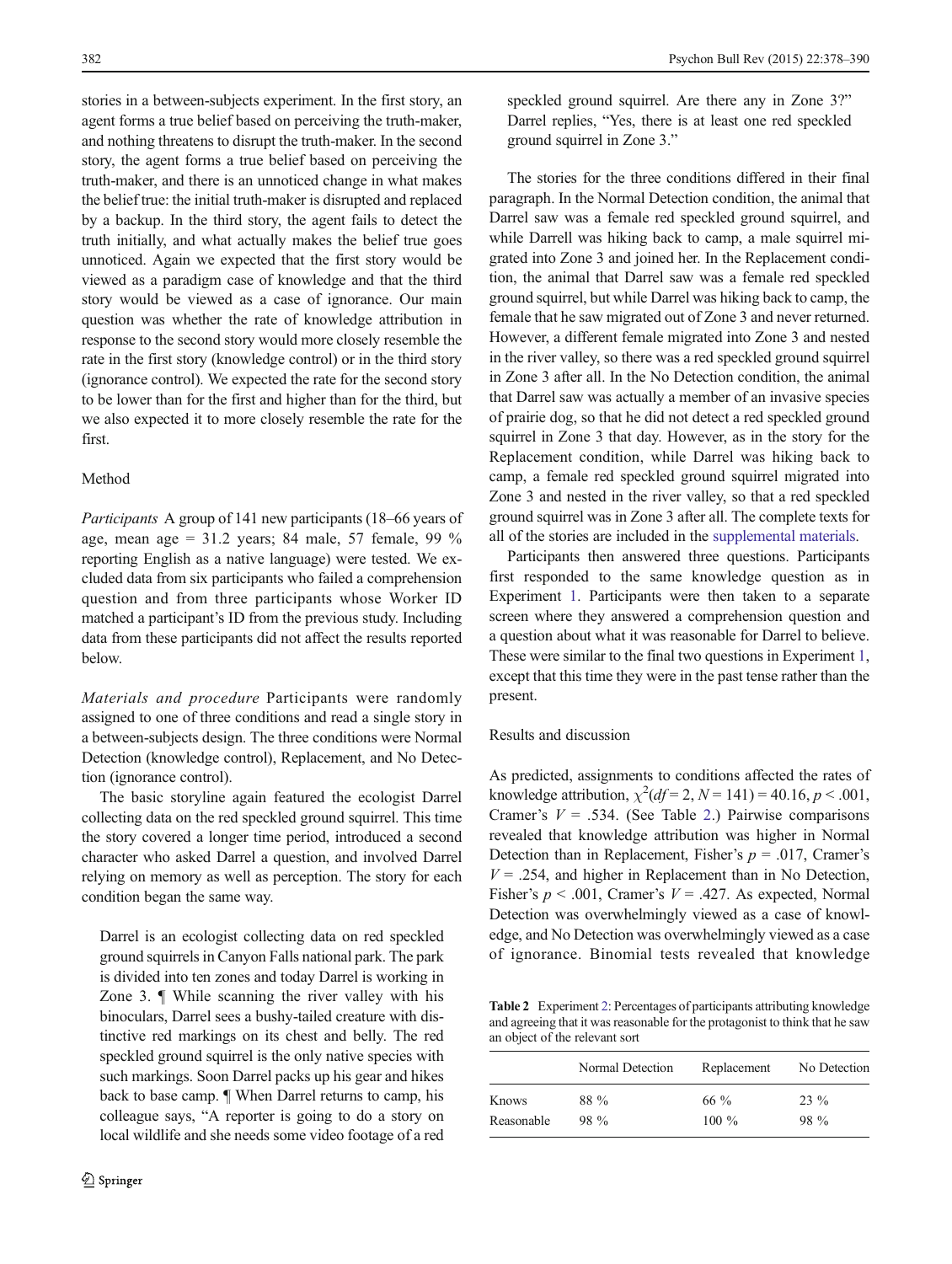stories in a between-subjects experiment. In the first story, an agent forms a true belief based on perceiving the truth-maker, and nothing threatens to disrupt the truth-maker. In the second story, the agent forms a true belief based on perceiving the truth-maker, and there is an unnoticed change in what makes the belief true: the initial truth-maker is disrupted and replaced by a backup. In the third story, the agent fails to detect the truth initially, and what actually makes the belief true goes unnoticed. Again we expected that the first story would be viewed as a paradigm case of knowledge and that the third story would be viewed as a case of ignorance. Our main question was whether the rate of knowledge attribution in response to the second story would more closely resemble the rate in the first story (knowledge control) or in the third story (ignorance control). We expected the rate for the second story to be lower than for the first and higher than for the third, but we also expected it to more closely resemble the rate for the first.

## Method

*Participants* A group of 141 new participants (18–66 years of age, mean age = 31.2 years; 84 male, 57 female, 99 % reporting English as a native language) were tested. We excluded data from six participants who failed a comprehension question and from three participants whose Worker ID matched a participant's ID from the previous study. Including data from these participants did not affect the results reported below.

*Materials and procedure* Participants were randomly assigned to one of three conditions and read a single story in a between-subjects design. The three conditions were Normal Detection (knowledge control), Replacement, and No Detection (ignorance control).

The basic storyline again featured the ecologist Darrel collecting data on the red speckled ground squirrel. This time the story covered a longer time period, introduced a second character who asked Darrel a question, and involved Darrel relying on memory as well as perception. The story for each condition began the same way.

> Darrel is an ecologist collecting data on red speckled ground squirrels in Canyon Falls national park. The park is divided into ten zones and today Darrel is working in Zone 3. ¶ While scanning the river valley with his binoculars, Darrel sees a bushy-tailed creature with distinctive red markings on its chest and belly. The red speckled ground squirrel is the only native species with such markings. Soon Darrel packs up his gear and hikes back to base camp. ¶ When Darrel returns to camp, his colleague says, "A reporter is going to do a story on local wildlife and she needs some video footage of a red speckled ground squirrel. Are there any in Zone 3?" Darrel replies, "Yes, there is at least one red speckled ground squirrel in Zone 3."

The stories for the three conditions differed in their final paragraph. In the Normal Detection condition, the animal that Darrel saw was a female red speckled ground squirrel, and while Darrell was hiking back to camp, a male squirrel migrated into Zone 3 and joined her. In the Replacement condition, the animal that Darrel saw was a female red speckled ground squirrel, but while Darrel was hiking back to camp, the female that he saw migrated out of Zone 3 and never returned. However, a different female migrated into Zone 3 and nested in the river valley, so there was a red speckled ground squirrel in Zone 3 after all. In the No Detection condition, the animal that Darrel saw was actually a member of an invasive species of prairie dog, so that he did not detect a red speckled ground squirrel in Zone 3 that day. However, as in the story for the Replacement condition, while Darrel was hiking back to camp, a female red speckled ground squirrel migrated into Zone 3 and nested in the river valley, so that a red speckled ground squirrel was in Zone 3 after all. The complete texts for all of the stories are included in the supplemental materials.

Participants then answered three questions. Participants first responded to the same knowledge question as in Experiment 1. Participants were then taken to a separate screen where they answered a comprehension question and a question about what it was reasonable for Darrel to believe. These were similar to the final two questions in Experiment 1, except that this time they were in the past tense rather than the present.

## Results and discussion

As predicted, assignments to conditions affected the rates of knowledge attribution, $\chi^2(df = 2, N = 141) = 40.16, p < .001$, Cramer's $V = .534$. (See Table 2.) Pairwise comparisons revealed that knowledge attribution was higher in Normal Detection than in Replacement, Fisher's $p = .017$, Cramer's $V = .254$, and higher in Replacement than in No Detection, Fisher's $p < .001$, Cramer's $V = .427$. As expected, Normal Detection was overwhelmingly viewed as a case of knowledge, and No Detection was overwhelmingly viewed as a case of ignorance. Binomial tests revealed that knowledge

**Table 2** Experiment 2: Percentages of participants attributing knowledge and agreeing that it was reasonable for the protagonist to think that he saw an object of the relevant sort

| | Normal Detection | Replacement | No Detection |
|---|---|---|---|
| Knows | 88 % | 66 % | 23 % |
| Reasonable | 98 % | 100 % | 98 % |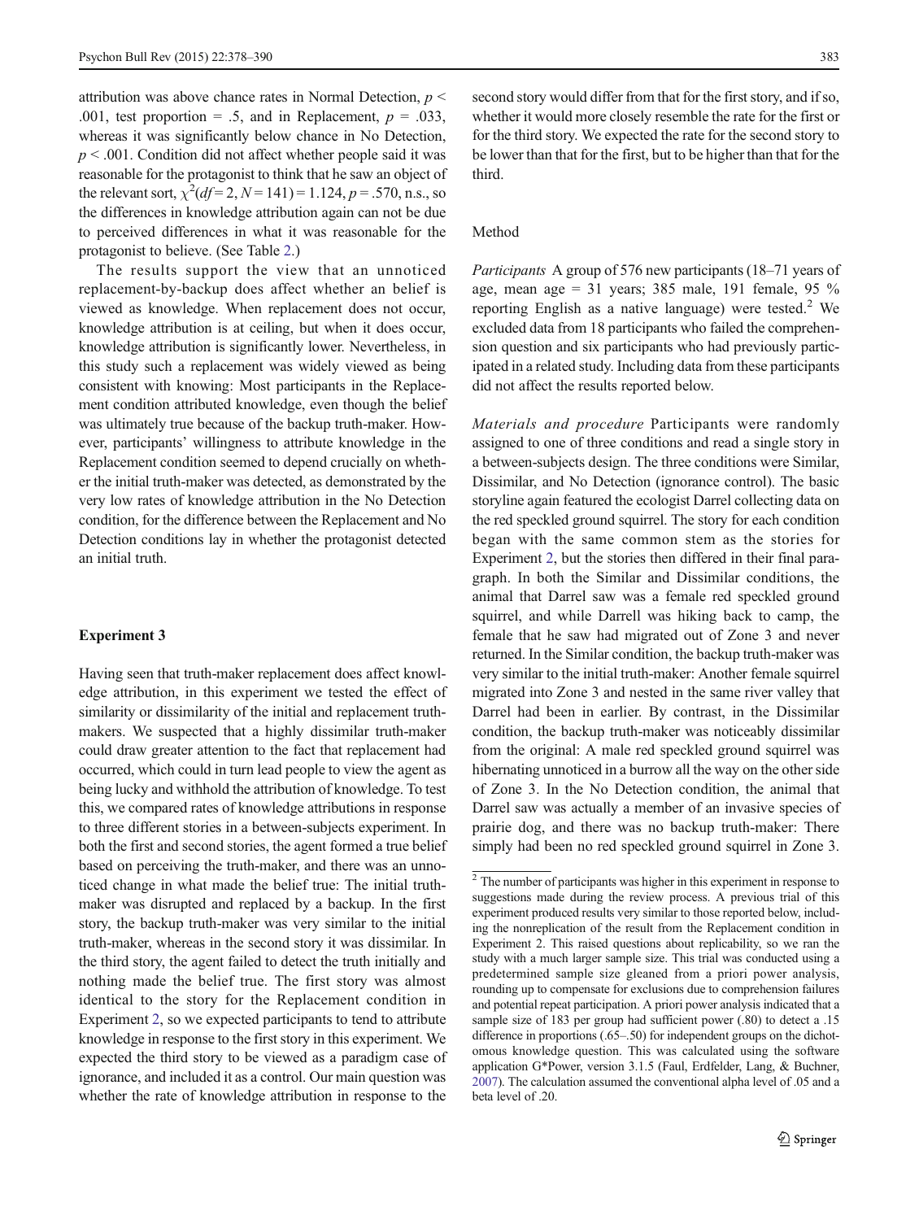attribution was above chance rates in Normal Detection, $p < .001$, test proportion = .5, and in Replacement, $p = .033$, whereas it was significantly below chance in No Detection, $p < .001$. Condition did not affect whether people said it was reasonable for the protagonist to think that he saw an object of the relevant sort, $\chi^2(df = 2, N = 141) = 1.124$, $p = .570$, n.s., so the differences in knowledge attribution again can not be due to perceived differences in what it was reasonable for the protagonist to believe. (See Table 2.)

The results support the view that an unnoticed replacement-by-backup does affect whether an belief is viewed as knowledge. When replacement does not occur, knowledge attribution is at ceiling, but when it does occur, knowledge attribution is significantly lower. Nevertheless, in this study such a replacement was widely viewed as being consistent with knowing: Most participants in the Replacement condition attributed knowledge, even though the belief was ultimately true because of the backup truth-maker. However, participants' willingness to attribute knowledge in the Replacement condition seemed to depend crucially on whether the initial truth-maker was detected, as demonstrated by the very low rates of knowledge attribution in the No Detection condition, for the difference between the Replacement and No Detection conditions lay in whether the protagonist detected an initial truth.

## Experiment 3

Having seen that truth-maker replacement does affect knowledge attribution, in this experiment we tested the effect of similarity or dissimilarity of the initial and replacement truth-makers. We suspected that a highly dissimilar truth-maker could draw greater attention to the fact that replacement had occurred, which could in turn lead people to view the agent as being lucky and withhold the attribution of knowledge. To test this, we compared rates of knowledge attributions in response to three different stories in a between-subjects experiment. In both the first and second stories, the agent formed a true belief based on perceiving the truth-maker, and there was an unnoticed change in what made the belief true: The initial truth-maker was disrupted and replaced by a backup. In the first story, the backup truth-maker was very similar to the initial truth-maker, whereas in the second story it was dissimilar. In the third story, the agent failed to detect the truth initially and nothing made the belief true. The first story was almost identical to the story for the Replacement condition in Experiment 2, so we expected participants to tend to attribute knowledge in response to the first story in this experiment. We expected the third story to be viewed as a paradigm case of ignorance, and included it as a control. Our main question was whether the rate of knowledge attribution in response to the second story would differ from that for the first story, and if so, whether it would more closely resemble the rate for the first or for the third story. We expected the rate for the second story to be lower than that for the first, but to be higher than that for the third.

### Method

*Participants* A group of 576 new participants (18–71 years of age, mean age = 31 years; 385 male, 191 female, 95 % reporting English as a native language) were tested.[2] We excluded data from 18 participants who failed the comprehension question and six participants who had previously participated in a related study. Including data from these participants did not affect the results reported below.

*Materials and procedure* Participants were randomly assigned to one of three conditions and read a single story in a between-subjects design. The three conditions were Similar, Dissimilar, and No Detection (ignorance control). The basic storyline again featured the ecologist Darrel collecting data on the red speckled ground squirrel. The story for each condition began with the same common stem as the stories for Experiment 2, but the stories then differed in their final paragraph. In both the Similar and Dissimilar conditions, the animal that Darrel saw was a female red speckled ground squirrel, and while Darrell was hiking back to camp, the female that he saw had migrated out of Zone 3 and never returned. In the Similar condition, the backup truth-maker was very similar to the initial truth-maker: Another female squirrel migrated into Zone 3 and nested in the same river valley that Darrel had been in earlier. By contrast, in the Dissimilar condition, the backup truth-maker was noticeably dissimilar from the original: A male red speckled ground squirrel was hibernating unnoticed in a burrow all the way on the other side of Zone 3. In the No Detection condition, the animal that Darrel saw was actually a member of an invasive species of prairie dog, and there was no backup truth-maker: There simply had been no red speckled ground squirrel in Zone 3.

[2] The number of participants was higher in this experiment in response to suggestions made during the review process. A previous trial of this experiment produced results very similar to those reported below, including the nonreplication of the result from the Replacement condition in Experiment 2. This raised questions about replicability, so we ran the study with a much larger sample size. This trial was conducted using a predetermined sample size gleaned from a priori power analysis, rounding up to compensate for exclusions due to comprehension failures and potential repeat participation. A priori power analysis indicated that a sample size of 183 per group had sufficient power (.80) to detect a .15 difference in proportions (.65–.50) for independent groups on the dichotomous knowledge question. This was calculated using the software application G*Power, version 3.1.5 (Faul, Erdfelder, Lang, & Buchner, 2007). The calculation assumed the conventional alpha level of .05 and a beta level of .20.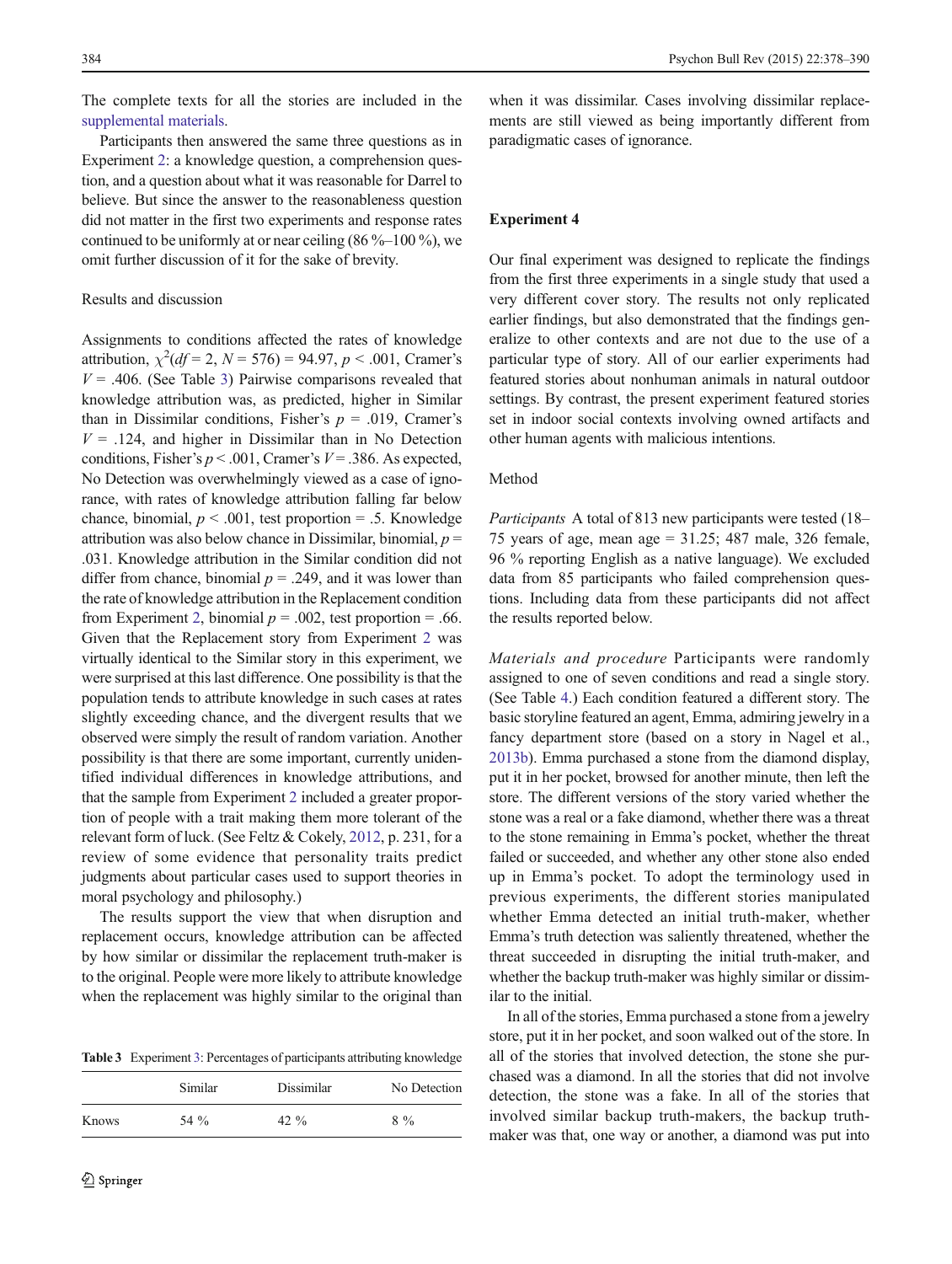The complete texts for all the stories are included in the supplemental materials.

Participants then answered the same three questions as in Experiment 2: a knowledge question, a comprehension question, and a question about what it was reasonable for Darrel to believe. But since the answer to the reasonableness question did not matter in the first two experiments and response rates continued to be uniformly at or near ceiling (86 %–100 %), we omit further discussion of it for the sake of brevity.

### Results and discussion

Assignments to conditions affected the rates of knowledge attribution, $\chi^2(df = 2, N = 576) = 94.97$, $p < .001$, Cramer's $V = .406$. (See Table 3) Pairwise comparisons revealed that knowledge attribution was, as predicted, higher in Similar than in Dissimilar conditions, Fisher's $p = .019$, Cramer's $V = .124$, and higher in Dissimilar than in No Detection conditions, Fisher's $p < .001$, Cramer's $V = .386$. As expected, No Detection was overwhelmingly viewed as a case of ignorance, with rates of knowledge attribution falling far below chance, binomial, $p < .001$, test proportion = .5. Knowledge attribution was also below chance in Dissimilar, binomial, $p = .031$. Knowledge attribution in the Similar condition did not differ from chance, binomial $p = .249$, and it was lower than the rate of knowledge attribution in the Replacement condition from Experiment 2, binomial $p = .002$, test proportion = .66. Given that the Replacement story from Experiment 2 was virtually identical to the Similar story in this experiment, we were surprised at this last difference. One possibility is that the population tends to attribute knowledge in such cases at rates slightly exceeding chance, and the divergent results that we observed were simply the result of random variation. Another possibility is that there are some important, currently unidentified individual differences in knowledge attributions, and that the sample from Experiment 2 included a greater proportion of people with a trait making them more tolerant of the relevant form of luck. (See Feltz & Cokely, 2012, p. 231, for a review of some evidence that personality traits predict judgments about particular cases used to support theories in moral psychology and philosophy.)

The results support the view that when disruption and replacement occurs, knowledge attribution can be affected by how similar or dissimilar the replacement truth-maker is to the original. People were more likely to attribute knowledge when the replacement was highly similar to the original than when it was dissimilar. Cases involving dissimilar replacements are still viewed as being importantly different from paradigmatic cases of ignorance.

**Table 3** Experiment 3: Percentages of participants attributing knowledge

| | Similar | Dissimilar | No Detection |
|---|---|---|---|
| Knows | 54 % | 42 % | 8 % |

## Experiment 4

Our final experiment was designed to replicate the findings from the first three experiments in a single study that used a very different cover story. The results not only replicated earlier findings, but also demonstrated that the findings generalize to other contexts and are not due to the use of a particular type of story. All of our earlier experiments had featured stories about nonhuman animals in natural outdoor settings. By contrast, the present experiment featured stories set in indoor social contexts involving owned artifacts and other human agents with malicious intentions.

### Method

*Participants* A total of 813 new participants were tested (18–75 years of age, mean age = 31.25; 487 male, 326 female, 96 % reporting English as a native language). We excluded data from 85 participants who failed comprehension questions. Including data from these participants did not affect the results reported below.

*Materials and procedure* Participants were randomly assigned to one of seven conditions and read a single story. (See Table 4.) Each condition featured a different story. The basic storyline featured an agent, Emma, admiring jewelry in a fancy department store (based on a story in Nagel et al., 2013b). Emma purchased a stone from the diamond display, put it in her pocket, browsed for another minute, then left the store. The different versions of the story varied whether the stone was a real or a fake diamond, whether there was a threat to the stone remaining in Emma's pocket, whether the threat failed or succeeded, and whether any other stone also ended up in Emma's pocket. To adopt the terminology used in previous experiments, the different stories manipulated whether Emma detected an initial truth-maker, whether Emma's truth detection was saliently threatened, whether the threat succeeded in disrupting the initial truth-maker, and whether the backup truth-maker was highly similar or dissimilar to the initial.

In all of the stories, Emma purchased a stone from a jewelry store, put it in her pocket, and soon walked out of the store. In all of the stories that involved detection, the stone she purchased was a diamond. In all the stories that did not involve detection, the stone was a fake. In all of the stories that involved similar backup truth-makers, the backup truth-maker was that, one way or another, a diamond was put into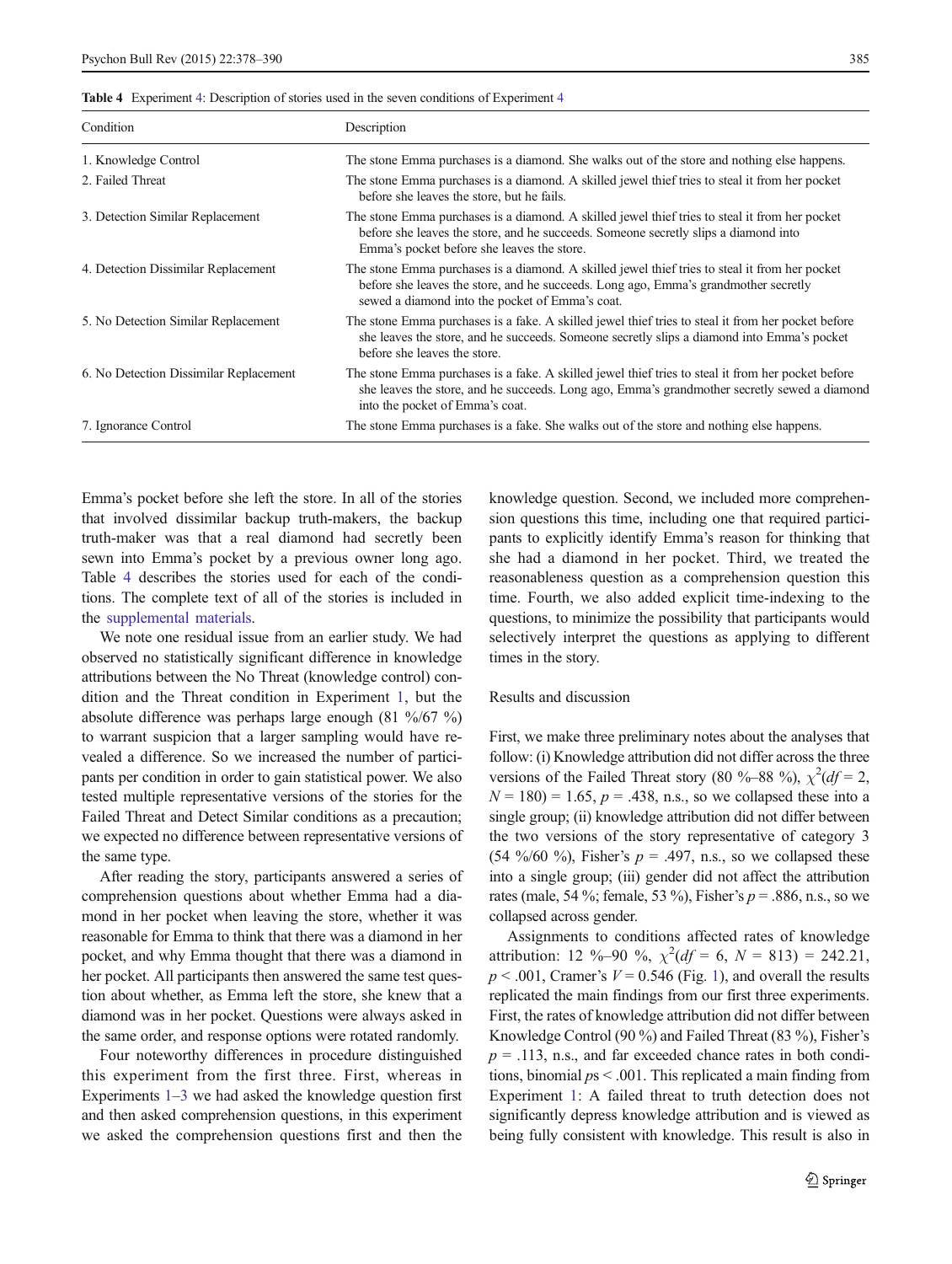**Table 4** Experiment 4: Description of stories used in the seven conditions of Experiment 4

| Condition | Description |
|---|---|
| 1. Knowledge Control | The stone Emma purchases is a diamond. She walks out of the store and nothing else happens. |
| 2. Failed Threat | The stone Emma purchases is a diamond. A skilled jewel thief tries to steal it from her pocket before she leaves the store, but he fails. |
| 3. Detection Similar Replacement | The stone Emma purchases is a diamond. A skilled jewel thief tries to steal it from her pocket before she leaves the store, and he succeeds. Someone secretly slips a diamond into Emma's pocket before she leaves the store. |
| 4. Detection Dissimilar Replacement | The stone Emma purchases is a diamond. A skilled jewel thief tries to steal it from her pocket before she leaves the store, and he succeeds. Long ago, Emma's grandmother secretly sewed a diamond into the pocket of Emma's coat. |
| 5. No Detection Similar Replacement | The stone Emma purchases is a fake. A skilled jewel thief tries to steal it from her pocket before she leaves the store, and he succeeds. Someone secretly slips a diamond into Emma's pocket before she leaves the store. |
| 6. No Detection Dissimilar Replacement | The stone Emma purchases is a fake. A skilled jewel thief tries to steal it from her pocket before she leaves the store, and he succeeds. Long ago, Emma's grandmother secretly sewed a diamond into the pocket of Emma's coat. |
| 7. Ignorance Control | The stone Emma purchases is a fake. She walks out of the store and nothing else happens. |

Emma's pocket before she left the store. In all of the stories that involved dissimilar backup truth-makers, the backup truth-maker was that a real diamond had secretly been sewn into Emma's pocket by a previous owner long ago. Table 4 describes the stories used for each of the conditions. The complete text of all of the stories is included in the supplemental materials.

We note one residual issue from an earlier study. We had observed no statistically significant difference in knowledge attributions between the No Threat (knowledge control) condition and the Threat condition in Experiment 1, but the absolute difference was perhaps large enough (81 %/67 %) to warrant suspicion that a larger sampling would have revealed a difference. So we increased the number of participants per condition in order to gain statistical power. We also tested multiple representative versions of the stories for the Failed Threat and Detect Similar conditions as a precaution; we expected no difference between representative versions of the same story type.

After reading the story, participants answered a series of comprehension questions about whether Emma had a diamond in her pocket when leaving the store, whether it was reasonable for Emma to think that there was a diamond in her pocket, and why Emma thought that there was a diamond in her pocket. All participants then answered the same test question about whether, as Emma left the store, she knew that a diamond was in her pocket. Questions were always asked in the same order, and response options were rotated randomly.

Four noteworthy differences in procedure distinguished this experiment from the first three. First, whereas in Experiments 1–3 we had asked the knowledge question first and then asked comprehension questions, in this experiment we asked the comprehension questions first and then the knowledge question. Second, we included more comprehension questions this time, including one that required participants to explicitly identify Emma's reason for thinking that she had a diamond in her pocket. Third, we treated the reasonableness question as a comprehension question this time. Fourth, we also added explicit time-indexing to the questions, to minimize the possibility that participants would selectively interpret the questions as applying to different times in the story.

## Results and discussion

First, we make three preliminary notes about the analyses that follow: (i) Knowledge attribution did not differ across the three versions of the Failed Threat story (80 %–88 %), $\chi^2(df = 2, N = 180) = 1.65$, $p = .438$, n.s., so we collapsed these into a single group; (ii) knowledge attribution did not differ between the two versions of the story representative of category 3 (54 %/60 %), Fisher's $p = .497$, n.s., so we collapsed these into a single group; (iii) gender did not affect the attribution rates (male, 54 %; female, 53 %), Fisher's $p = .886$, n.s., so we collapsed across gender.

Assignments to conditions affected rates of knowledge attribution: 12 %–90 %, $\chi^2(df = 6, N = 813) = 242.21$, $p < .001$, Cramer's $V = 0.546$ (Fig. 1), and overall the results replicated the main findings from our first three experiments. First, the rates of knowledge attribution did not differ between Knowledge Control (90 %) and Failed Threat (83 %), Fisher's $p = .113$, n.s., and far exceeded chance rates in both conditions, binomial $p$s $< .001$. This replicated a main finding from Experiment 1: A failed threat to truth detection does not significantly depress knowledge attribution and is viewed as being fully consistent with knowledge. This result is also in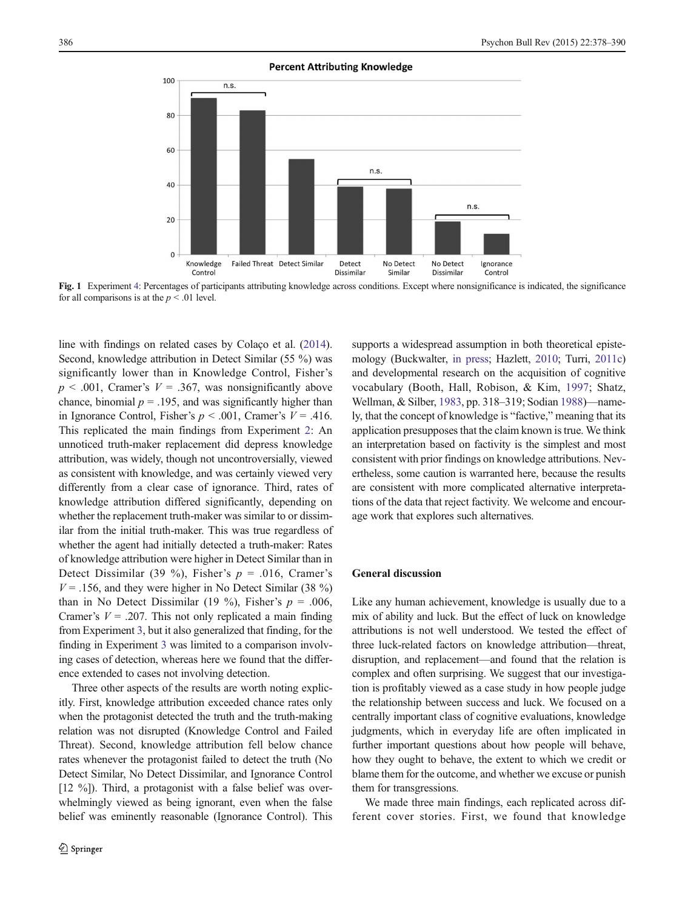Fig. 1 Experiment 4: Percentages of participants attributing knowledge across conditions. Except where nonsignificance is indicated, the significance for all comparisons is at the $p < .01$ level.

line with findings on related cases by Colaço et al. (2014). Second, knowledge attribution in Detect Similar (55 %) was significantly lower than in Knowledge Control, Fisher's $p < .001$, Cramer's $V = .367$, was nonsignificantly above chance, binomial $p = .195$, and was significantly higher than in Ignorance Control, Fisher's $p < .001$, Cramer's $V = .416$. This replicated the main findings from Experiment 2: An unnoticed truth-maker replacement did depress knowledge attribution, was widely, though not uncontroversially, viewed as consistent with knowledge, and was certainly viewed very differently from a clear case of ignorance. Third, rates of knowledge attribution differed significantly, depending on whether the replacement truth-maker was similar to or dissimilar from the initial truth-maker. This was true regardless of whether the agent had initially detected a truth-maker: Rates of knowledge attribution were higher in Detect Similar than in Detect Dissimilar (39 %), Fisher's $p = .016$, Cramer's $V = .156$, and they were higher in No Detect Similar (38 %) than in No Detect Dissimilar (19 %), Fisher's $p = .006$, Cramer's $V = .207$. This not only replicated a main finding from Experiment 3, but it also generalized that finding, for the finding in Experiment 3 was limited to a comparison involving cases of detection, whereas here we found that the difference extended to cases not involving detection.

Three other aspects of the results are worth noting explicitly. First, knowledge attribution exceeded chance rates only when the protagonist detected the truth and the truth-making relation was not disrupted (Knowledge Control and Failed Threat). Second, knowledge attribution fell below chance rates whenever the protagonist failed to detect the truth (No Detect Similar, No Detect Dissimilar, and Ignorance Control [12 %]). Third, a protagonist with a false belief was overwhelmingly viewed as being ignorant, even when the false belief was eminently reasonable (Ignorance Control). This supports a widespread assumption in both theoretical epistemology (Buckwalter, in press; Hazlett, 2010; Turri, 2011c) and developmental research on the acquisition of cognitive vocabulary (Booth, Hall, Robison, & Kim, 1997; Shatz, Wellman, & Silber, 1983, pp. 318–319; Sodian 1988)—namely, that the concept of knowledge is "factive," meaning that its application presupposes that the claim known is true. We think an interpretation based on factivity is the simplest and most consistent with prior findings on knowledge attributions. Nevertheless, some caution is warranted here, because the results are consistent with more complicated alternative interpretations of the data that reject factivity. We welcome and encourage work that explores such alternatives.

## General discussion

Like any human achievement, knowledge is usually due to a mix of ability and luck. But the effect of luck on knowledge attributions is not well understood. We tested the effect of three luck-related factors on knowledge attribution—threat, disruption, and replacement—and found that the relation is complex and often surprising. We suggest that our investigation is profitably viewed as a case study in how people judge the relationship between success and luck. We focused on a centrally important class of cognitive evaluations, knowledge judgments, which in everyday life are often implicated in further important questions about how people will behave, how they ought to behave, the extent to which we credit or blame them for the outcome, and whether we excuse or punish them for transgressions.

We made three main findings, each replicated across different cover stories. First, we found that knowledge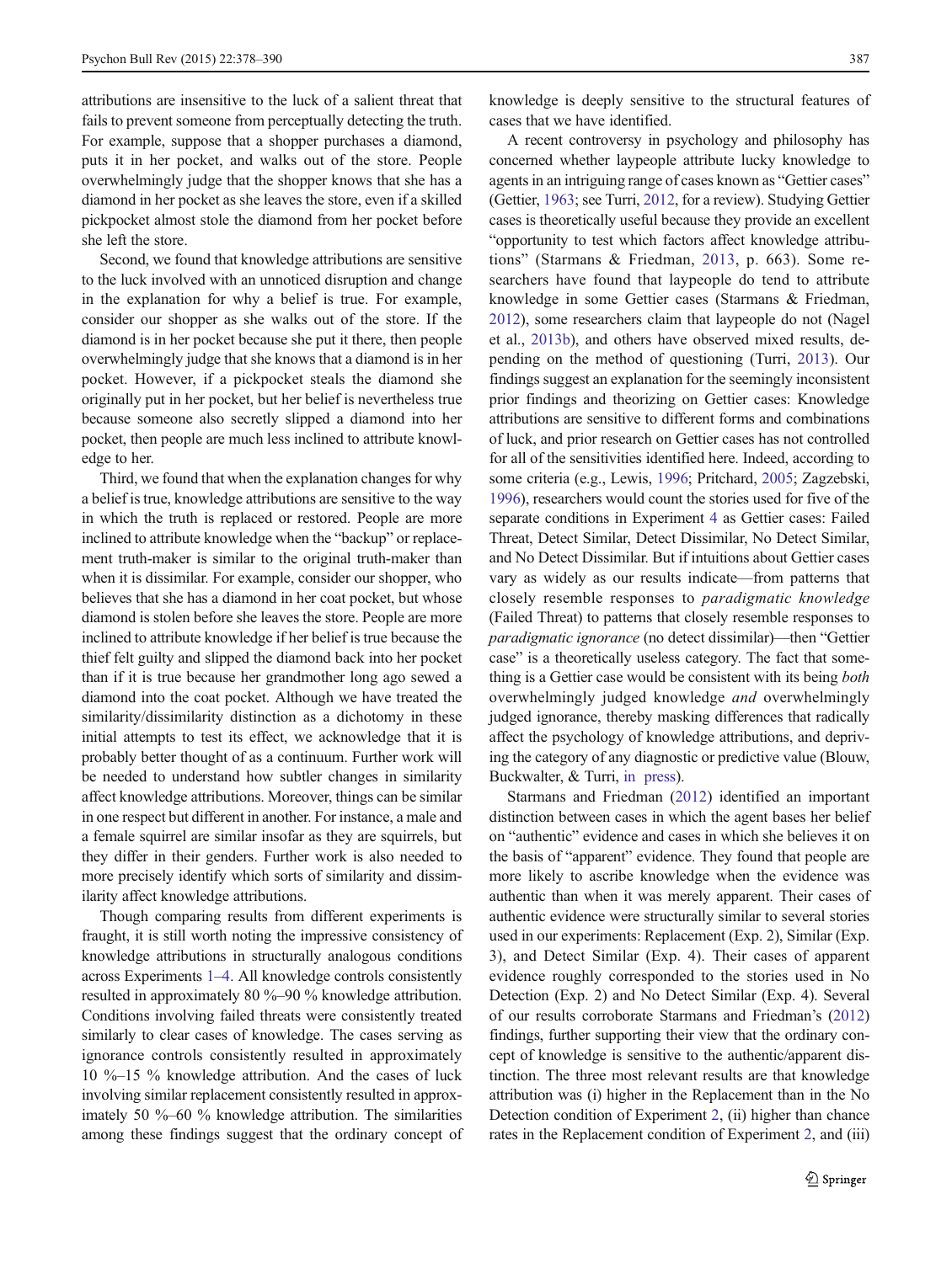attributions are insensitive to the luck of a salient threat that fails to prevent someone from perceptually detecting the truth. For example, suppose that a shopper purchases a diamond, puts it in her pocket, and walks out of the store. People overwhelmingly judge that the shopper knows that she has a diamond in her pocket as she leaves the store, even if a skilled pickpocket almost stole the diamond from her pocket before she left the store.

Second, we found that knowledge attributions are sensitive to the luck involved with an unnoticed disruption and change in the explanation for why a belief is true. For example, consider our shopper as she walks out of the store. If the diamond is in her pocket because she put it there, then people overwhelmingly judge that she knows that a diamond is in her pocket. However, if a pickpocket steals the diamond she originally put in her pocket, but her belief is nevertheless true because someone also secretly slipped a diamond into her pocket, then people are much less inclined to attribute knowledge to her.

Third, we found that when the explanation changes for why a belief is true, knowledge attributions are sensitive to the way in which the truth is replaced or restored. People are more inclined to attribute knowledge when the "backup" or replacement truth-maker is similar to the original truth-maker than when it is dissimilar. For example, consider our shopper, who believes that she has a diamond in her coat pocket, but whose diamond is stolen before she leaves the store. People are more inclined to attribute knowledge if her belief is true because the thief felt guilty and slipped the diamond back into her pocket than if it is true because her grandmother long ago sewed a diamond into the coat pocket. Although we have treated the similarity/dissimilarity distinction as a dichotomy in these initial attempts to test its effect, we acknowledge that it is probably better thought of as a continuum. Further work will be needed to understand how subtler changes in similarity affect knowledge attributions. Moreover, things can be similar in one respect but different in another. For instance, a male and a female squirrel are similar insofar as they are squirrels, but they differ in their genders. Further work is also needed to more precisely identify which sorts of similarity and dissimilarity affect knowledge attributions.

Though comparing results from different experiments is fraught, it is still worth noting the impressive consistency of knowledge attributions in structurally analogous conditions across Experiments 1–4. All knowledge controls consistently resulted in approximately 80 %–90 % knowledge attribution. Conditions involving failed threats were consistently treated similarly to clear cases of knowledge. The cases serving as ignorance controls consistently resulted in approximately 10 %–15 % knowledge attribution. And the cases of luck involving similar replacement consistently resulted in approximately 50 %–60 % knowledge attribution. The similarities among these findings suggest that the ordinary concept of knowledge is deeply sensitive to the structural features of cases that we have identified.

A recent controversy in psychology and philosophy has concerned whether laypeople attribute lucky knowledge to agents in an intriguing range of cases known as "Gettier cases" (Gettier, 1963; see Turri, 2012, for a review). Studying Gettier cases is theoretically useful because they provide an excellent "opportunity to test which factors affect knowledge attributions" (Starmans & Friedman, 2013, p. 663). Some researchers have found that laypeople do tend to attribute knowledge in some Gettier cases (Starmans & Friedman, 2012), some researchers claim that laypeople do not (Nagel et al., 2013b), and others have observed mixed results, depending on the method of questioning (Turri, 2013). Our findings suggest an explanation for the seemingly inconsistent prior findings and theorizing on Gettier cases: Knowledge attributions are sensitive to different forms and combinations of luck, and prior research on Gettier cases has not controlled for all of the sensitivities identified here. Indeed, according to some criteria (e.g., Lewis, 1996; Pritchard, 2005; Zagzebski, 1996), researchers would count the stories used for five of the separate conditions in Experiment 4 as Gettier cases: Failed Threat, Detect Similar, Detect Dissimilar, No Detect Similar, and No Detect Dissimilar. But if intuitions about Gettier cases vary as widely as our results indicate—from patterns that closely resemble responses to *paradigmatic knowledge* (Failed Threat) to patterns that closely resemble responses to *paradigmatic ignorance* (no detect dissimilar)—then "Gettier case" is a theoretically useless category. The fact that something is a Gettier case would be consistent with its being *both* overwhelmingly judged knowledge *and* overwhelmingly judged ignorance, thereby masking differences that radically affect the psychology of knowledge attributions, and depriving the category of any diagnostic or predictive value (Blouw, Buckwalter, & Turri, in press).

Starmans and Friedman (2012) identified an important distinction between cases in which the agent bases her belief on "authentic" evidence and cases in which she believes it on the basis of "apparent" evidence. They found that people are more likely to ascribe knowledge when the evidence was authentic than when it was merely apparent. Their cases of authentic evidence were structurally similar to several stories used in our experiments: Replacement (Exp. 2), Similar (Exp. 3), and Detect Similar (Exp. 4). Their cases of apparent evidence roughly corresponded to the stories used in No Detection (Exp. 2) and No Detect Similar (Exp. 4). Several of our results corroborate Starmans and Friedman's (2012) findings, further supporting their view that the ordinary concept of knowledge is sensitive to the authentic/apparent distinction. The three most relevant results are that knowledge attribution was (i) higher in the Replacement than in the No Detection condition of Experiment 2, (ii) higher than chance rates in the Replacement condition of Experiment 2, and (iii)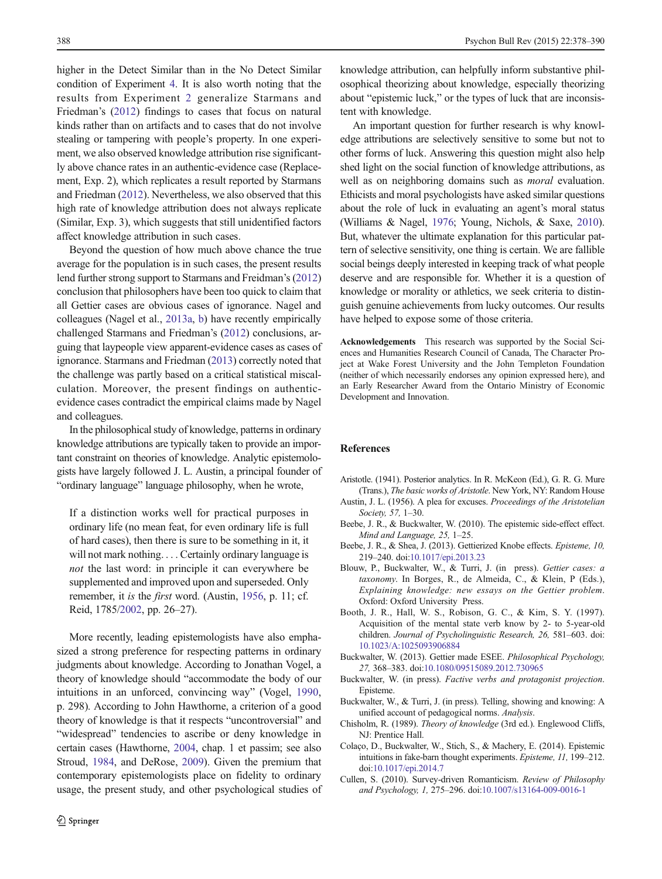higher in the Detect Similar than in the No Detect Similar condition of Experiment 4. It is also worth noting that the results from Experiment 2 generalize Starmans and Friedman's (2012) findings to cases that focus on natural kinds rather than on artifacts and to cases that do not involve stealing or tampering with people's property. In one experiment, we also observed knowledge attribution rise significantly above chance rates in an authentic-evidence case (Replacement, Exp. 2), which replicates a result reported by Starmans and Friedman (2012). Nevertheless, we also observed that this high rate of knowledge attribution does not always replicate (Similar, Exp. 3), which suggests that still unidentified factors affect knowledge attribution in such cases.

Beyond the question of how much above chance the true average for the population is in such cases, the present results lend further strong support to Starmans and Freidman's (2012) conclusion that philosophers have been too quick to claim that all Gettier cases are obvious cases of ignorance. Nagel and colleagues (Nagel et al., 2013a, b) have recently empirically challenged Starmans and Friedman's (2012) conclusions, arguing that laypeople view apparent-evidence cases as cases of ignorance. Starmans and Friedman (2013) correctly noted that the challenge was partly based on a critical statistical miscalculation. Moreover, the present findings on authentic-evidence cases contradict the empirical claims made by Nagel and colleagues.

In the philosophical study of knowledge, patterns in ordinary knowledge attributions are typically taken to provide an important constraint on theories of knowledge. Analytic epistemologists have largely followed J. L. Austin, a principal founder of "ordinary language" language philosophy, when he wrote,

> If a distinction works well for practical purposes in ordinary life (no mean feat, for even ordinary life is full of hard cases), then there is sure to be something in it, it will not mark nothing. . . . Certainly ordinary language is *not* the last word: in principle it can everywhere be supplemented and improved upon and superseded. Only remember, it *is* the *first* word. (Austin, 1956, p. 11; cf. Reid, 1785/2002, pp. 26–27).

More recently, leading epistemologists have also emphasized a strong preference for respecting patterns in ordinary judgments about knowledge. According to Jonathan Vogel, a theory of knowledge should "accommodate the body of our intuitions in an unforced, convincing way" (Vogel, 1990, p. 298). According to John Hawthorne, a criterion of a good theory of knowledge is that it respects "uncontroversial" and "widespread" tendencies to ascribe or deny knowledge in certain cases (Hawthorne, 2004, chap. 1 et passim; see also Stroud, 1984, and DeRose, 2009). Given the premium that contemporary epistemologists place on fidelity to ordinary usage, the present study, and other psychological studies of knowledge attribution, can helpfully inform substantive philosophical theorizing about knowledge, especially theorizing about "epistemic luck," or the types of luck that are inconsistent with knowledge.

An important question for further research is why knowledge attributions are selectively sensitive to some but not to other forms of luck. Answering this question might also help shed light on the social function of knowledge attributions, as well as on neighboring domains such as *moral* evaluation. Ethicists and moral psychologists have asked similar questions about the role of luck in evaluating an agent's moral status (Williams & Nagel, 1976; Young, Nichols, & Saxe, 2010). But, whatever the ultimate explanation for this particular pattern of selective sensitivity, one thing is certain. We are fallible social beings deeply interested in keeping track of what people deserve and are responsible for. Whether it is a question of knowledge or morality or athletics, we seek criteria to distinguish genuine achievements from lucky outcomes. Our results have helped to expose some of those criteria.

**Acknowledgements** This research was supported by the Social Sciences and Humanities Research Council of Canada, The Character Project at Wake Forest University and the John Templeton Foundation (neither of which necessarily endorses any opinion expressed here), and an Early Researcher Award from the Ontario Ministry of Economic Development and Innovation.

## References

Aristotle. (1941). Posterior analytics. In R. McKeon (Ed.), G. R. G. Mure (Trans.), *The basic works of Aristotle*. New York, NY: Random House

Austin, J. L. (1956). A plea for excuses. *Proceedings of the Aristotelian Society, 57,* 1–30.

Beebe, J. R., & Buckwalter, W. (2010). The epistemic side-effect effect. *Mind and Language, 25,* 1–25.

Beebe, J. R., & Shea, J. (2013). Gettierized Knobe effects. *Episteme, 10,* 219–240. doi:10.1017/epi.2013.23

Blouw, P., Buckwalter, W., & Turri, J. (in press). *Gettier cases: a taxonomy*. In Borges, R., de Almeida, C., & Klein, P (Eds.), *Explaining knowledge: new essays on the Gettier problem*. Oxford: Oxford University Press.

Booth, J. R., Hall, W. S., Robison, G. C., & Kim, S. Y. (1997). Acquisition of the mental state verb know by 2- to 5-year-old children. *Journal of Psycholinguistic Research, 26,* 581–603. doi:10.1023/A:1025093906884

Buckwalter, W. (2013). Gettier made ESEE. *Philosophical Psychology, 27,* 368–383. doi:10.1080/09515089.2012.730965

Buckwalter, W. (in press). *Factive verbs and protagonist projection*. Episteme.

Buckwalter, W., & Turri, J. (in press). Telling, showing and knowing: A unified account of pedagogical norms. *Analysis*.

Chisholm, R. (1989). *Theory of knowledge* (3rd ed.). Englewood Cliffs, NJ: Prentice Hall.

Colaço, D., Buckwalter, W., Stich, S., & Machery, E. (2014). Epistemic intuitions in fake-barn thought experiments. *Episteme, 11,* 199–212. doi:10.1017/epi.2014.7

Cullen, S. (2010). Survey-driven Romanticism. *Review of Philosophy and Psychology, 1,* 275–296. doi:10.1007/s13164-009-0016-1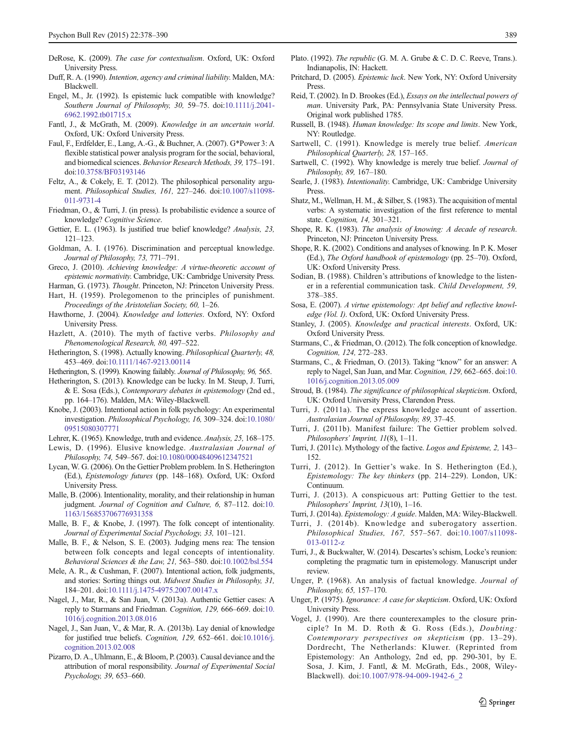DeRose, K. (2009). *The case for contextualism*. Oxford, UK: Oxford University Press.

Duff, R. A. (1990). *Intention, agency and criminal liability*. Malden, MA: Blackwell.

Engel, M., Jr. (1992). Is epistemic luck compatible with knowledge? *Southern Journal of Philosophy, 30,* 59–75. doi:10.1111/j.2041-6962.1992.tb01715.x

Fantl, J., & McGrath, M. (2009). *Knowledge in an uncertain world*. Oxford, UK: Oxford University Press.

Faul, F., Erdfelder, E., Lang, A.-G., & Buchner, A. (2007). G*Power 3: A flexible statistical power analysis program for the social, behavioral, and biomedical sciences. *Behavior Research Methods, 39,* 175–191. doi:10.3758/BF03193146

Feltz, A., & Cokely, E. T. (2012). The philosophical personality argument. *Philosophical Studies, 161,* 227–246. doi:10.1007/s11098-011-9731-4

Friedman, O., & Turri, J. (in press). Is probabilistic evidence a source of knowledge? *Cognitive Science*.

Gettier, E. L. (1963). Is justified true belief knowledge? *Analysis, 23,* 121–123.

Goldman, A. I. (1976). Discrimination and perceptual knowledge. *Journal of Philosophy, 73,* 771–791.

Greco, J. (2010). *Achieving knowledge: A virtue-theoretic account of epistemic normativity*. Cambridge, UK: Cambridge University Press.

Harman, G. (1973). *Thought*. Princeton, NJ: Princeton University Press.

Hart, H. (1959). Prolegomenon to the principles of punishment. *Proceedings of the Aristotelian Society, 60,* 1–26.

Hawthorne, J. (2004). *Knowledge and lotteries*. Oxford, NY: Oxford University Press.

Hazlett, A. (2010). The myth of factive verbs. *Philosophy and Phenomenological Research, 80,* 497–522.

Hetherington, S. (1998). Actually knowing. *Philosophical Quarterly, 48,* 453–469. doi:10.1111/1467-9213.00114

Hetherington, S. (1999). Knowing failably. *Journal of Philosophy, 96,* 565.

Hetherington, S. (2013). Knowledge can be lucky. In M. Steup, J. Turri, & E. Sosa (Eds.), *Contemporary debates in epistemology* (2nd ed., pp. 164–176). Malden, MA: Wiley-Blackwell.

Knobe, J. (2003). Intentional action in folk psychology: An experimental investigation. *Philosophical Psychology, 16,* 309–324. doi:10.1080/09515080307771

Lehrer, K. (1965). Knowledge, truth and evidence. *Analysis, 25,* 168–175.

Lewis, D. (1996). Elusive knowledge. *Australasian Journal of Philosophy, 74,* 549–567. doi:10.1080/00048409612347521

Lycan, W. G. (2006). On the Gettier Problem problem. In S. Hetherington (Ed.), *Epistemology futures* (pp. 148–168). Oxford, UK: Oxford University Press.

Malle, B. (2006). Intentionality, morality, and their relationship in human judgment. *Journal of Cognition and Culture, 6,* 87–112. doi:10.1163/156853706776931358

Malle, B. F., & Knobe, J. (1997). The folk concept of intentionality. *Journal of Experimental Social Psychology, 33,* 101–121.

Malle, B. F., & Nelson, S. E. (2003). Judging mens rea: The tension between folk concepts and legal concepts of intentionality. *Behavioral Sciences & the Law, 21,* 563–580. doi:10.1002/bsl.554

Mele, A. R., & Cushman, F. (2007). Intentional action, folk judgments, and stories: Sorting things out. *Midwest Studies in Philosophy, 31,* 184–201. doi:10.1111/j.1475-4975.2007.00147.x

Nagel, J., Mar, R., & San Juan, V. (2013a). Authentic Gettier cases: A reply to Starmans and Friedman. *Cognition, 129,* 666–669. doi:10.1016/j.cognition.2013.08.016

Nagel, J., San Juan, V., & Mar, R. A. (2013b). Lay denial of knowledge for justified true beliefs. *Cognition, 129,* 652–661. doi:10.1016/j.cognition.2013.02.008

Pizarro, D. A., Uhlmann, E., & Bloom, P. (2003). Causal deviance and the attribution of moral responsibility. *Journal of Experimental Social Psychology, 39,* 653–660.

Plato. (1992). *The republic* (G. M. A. Grube & C. D. C. Reeve, Trans.). Indianapolis, IN: Hackett.

Pritchard, D. (2005). *Epistemic luck*. New York, NY: Oxford University Press.

Reid, T. (2002). In D. Brookes (Ed.), *Essays on the intellectual powers of man*. University Park, PA: Pennsylvania State University Press. Original work published 1785.

Russell, B. (1948). *Human knowledge: Its scope and limits*. New York, NY: Routledge.

Sartwell, C. (1991). Knowledge is merely true belief. *American Philosophical Quarterly, 28,* 157–165.

Sartwell, C. (1992). Why knowledge is merely true belief. *Journal of Philosophy, 89,* 167–180.

Searle, J. (1983). *Intentionality*. Cambridge, UK: Cambridge University Press.

Shatz, M., Wellman, H. M., & Silber, S. (1983). The acquisition of mental verbs: A systematic investigation of the first reference to mental state. *Cognition, 14,* 301–321.

Shope, R. K. (1983). *The analysis of knowing: A decade of research*. Princeton, NJ: Princeton University Press.

Shope, R. K. (2002). Conditions and analyses of knowing. In P. K. Moser (Ed.), *The Oxford handbook of epistemology* (pp. 25–70). Oxford, UK: Oxford University Press.

Sodian, B. (1988). Children's attributions of knowledge to the listener in a referential communication task. *Child Development, 59,* 378–385.

Sosa, E. (2007). *A virtue epistemology: Apt belief and reflective knowledge (Vol. I)*. Oxford, UK: Oxford University Press.

Stanley, J. (2005). *Knowledge and practical interests*. Oxford, UK: Oxford University Press.

Starmans, C., & Friedman, O. (2012). The folk conception of knowledge. *Cognition, 124,* 272–283.

Starmans, C., & Friedman, O. (2013). Taking "know" for an answer: A reply to Nagel, San Juan, and Mar. *Cognition, 129,* 662–665. doi:10.1016/j.cognition.2013.05.009

Stroud, B. (1984). *The significance of philosophical skepticism*. Oxford, UK: Oxford University Press, Clarendon Press.

Turri, J. (2011a). The express knowledge account of assertion. *Australasian Journal of Philosophy, 89,* 37–45.

Turri, J. (2011b). Manifest failure: The Gettier problem solved. *Philosophers' Imprint, 11*(8), 1–11.

Turri, J. (2011c). Mythology of the factive. *Logos and Episteme, 2,* 143–152.

Turri, J. (2012). In Gettier's wake. In S. Hetherington (Ed.), *Epistemology: The key thinkers* (pp. 214–229). London, UK: Continuum.

Turri, J. (2013). A conspicuous art: Putting Gettier to the test. *Philosophers' Imprint, 13*(10), 1–16.

Turri, J. (2014a). *Epistemology: A guide*. Malden, MA: Wiley-Blackwell.

Turri, J. (2014b). Knowledge and suberogatory assertion. *Philosophical Studies, 167,* 557–567. doi:10.1007/s11098-013-0112-z

Turri, J., & Buckwalter, W. (2014). Descartes's schism, Locke's reunion: completing the pragmatic turn in epistemology. Manuscript under review.

Unger, P. (1968). An analysis of factual knowledge. *Journal of Philosophy, 65,* 157–170.

Unger, P. (1975). *Ignorance: A case for skepticism*. Oxford, UK: Oxford University Press.

Vogel, J. (1990). Are there counterexamples to the closure principle? In M. D. Roth & G. Ross (Eds.), *Doubting: Contemporary perspectives on skepticism* (pp. 13–29). Dordrecht, The Netherlands: Kluwer. (Reprinted from Epistemology: An Anthology, 2nd ed, pp. 290-301, by E. Sosa, J. Kim, J. Fantl, & M. McGrath, Eds., 2008, Wiley-Blackwell). doi:10.1007/978-94-009-1942-6_2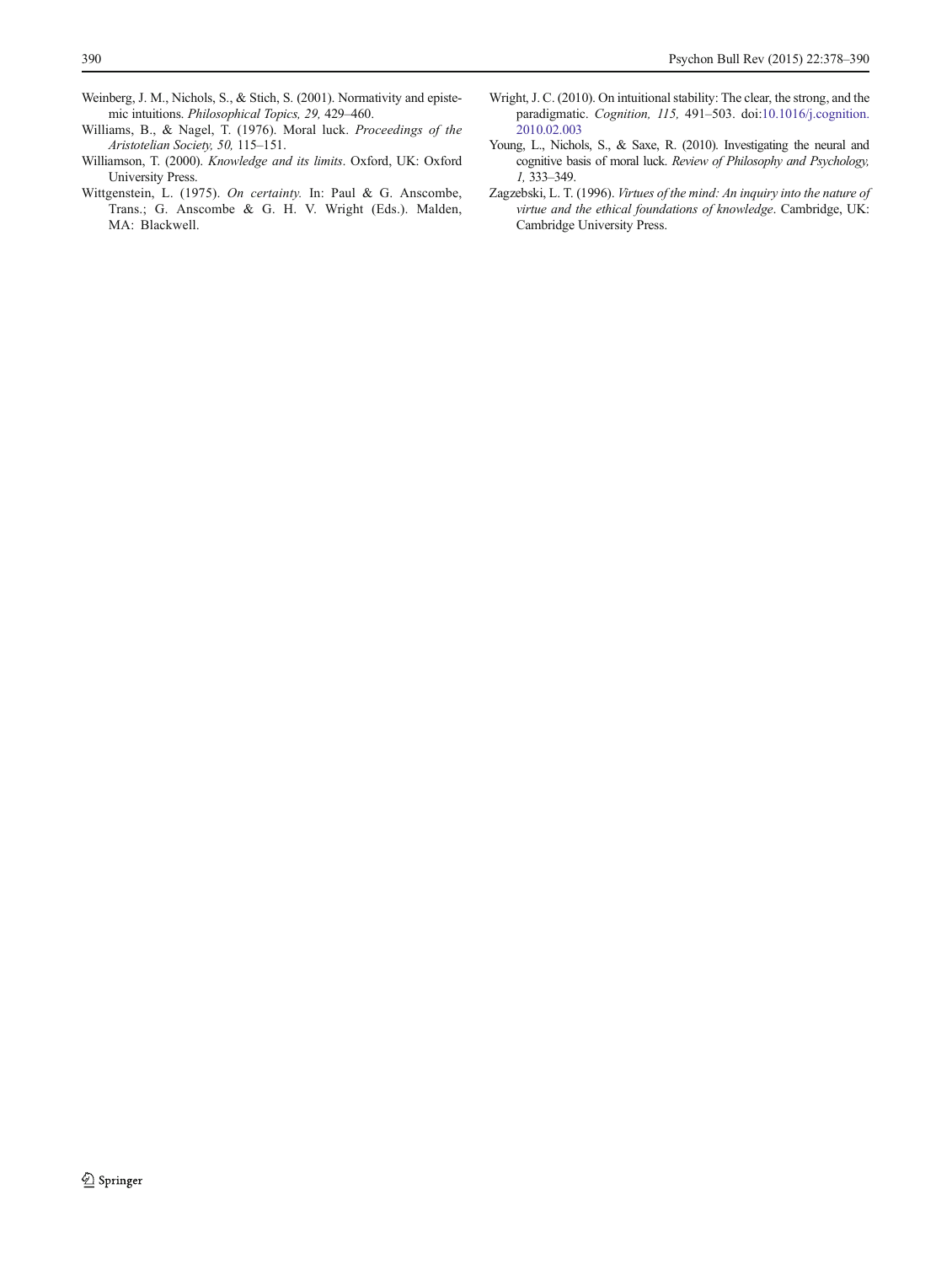Weinberg, J. M., Nichols, S., & Stich, S. (2001). Normativity and epistemic intuitions. *Philosophical Topics, 29,* 429–460.

Williams, B., & Nagel, T. (1976). Moral luck. *Proceedings of the Aristotelian Society, 50,* 115–151.

Williamson, T. (2000). *Knowledge and its limits*. Oxford, UK: Oxford University Press.

Wittgenstein, L. (1975). *On certainty.* In: Paul & G. Anscombe, Trans.; G. Anscombe & G. H. V. Wright (Eds.). Malden, MA: Blackwell.

Wright, J. C. (2010). On intuitional stability: The clear, the strong, and the paradigmatic. *Cognition, 115,* 491–503. doi:10.1016/j.cognition.2010.02.003

Young, L., Nichols, S., & Saxe, R. (2010). Investigating the neural and cognitive basis of moral luck. *Review of Philosophy and Psychology, 1,* 333–349.

Zagzebski, L. T. (1996). *Virtues of the mind: An inquiry into the nature of virtue and the ethical foundations of knowledge*. Cambridge, UK: Cambridge University Press.